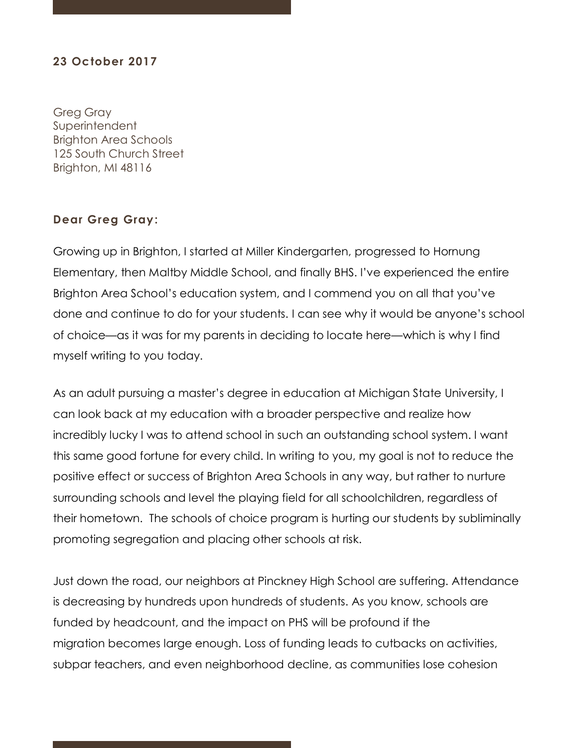**23 October 2017**

Greg Gray
Superintendent
Brighton Area Schools
125 South Church Street
Brighton, MI 48116

**Dear Greg Gray:**

Growing up in Brighton, I started at Miller Kindergarten, progressed to Hornung Elementary, then Maltby Middle School, and finally BHS. I've experienced the entire Brighton Area School's education system, and I commend you on all that you've done and continue to do for your students. I can see why it would be anyone's school of choice—as it was for my parents in deciding to locate here—which is why I find myself writing to you today.

As an adult pursuing a master's degree in education at Michigan State University, I can look back at my education with a broader perspective and realize how incredibly lucky I was to attend school in such an outstanding school system. I want this same good fortune for every child. In writing to you, my goal is not to reduce the positive effect or success of Brighton Area Schools in any way, but rather to nurture surrounding schools and level the playing field for all schoolchildren, regardless of their hometown. The schools of choice program is hurting our students by subliminally promoting segregation and placing other schools at risk.

Just down the road, our neighbors at Pinckney High School are suffering. Attendance is decreasing by hundreds upon hundreds of students. As you know, schools are funded by headcount, and the impact on PHS will be profound if the migration becomes large enough. Loss of funding leads to cutbacks on activities, subpar teachers, and even neighborhood decline, as communities lose cohesion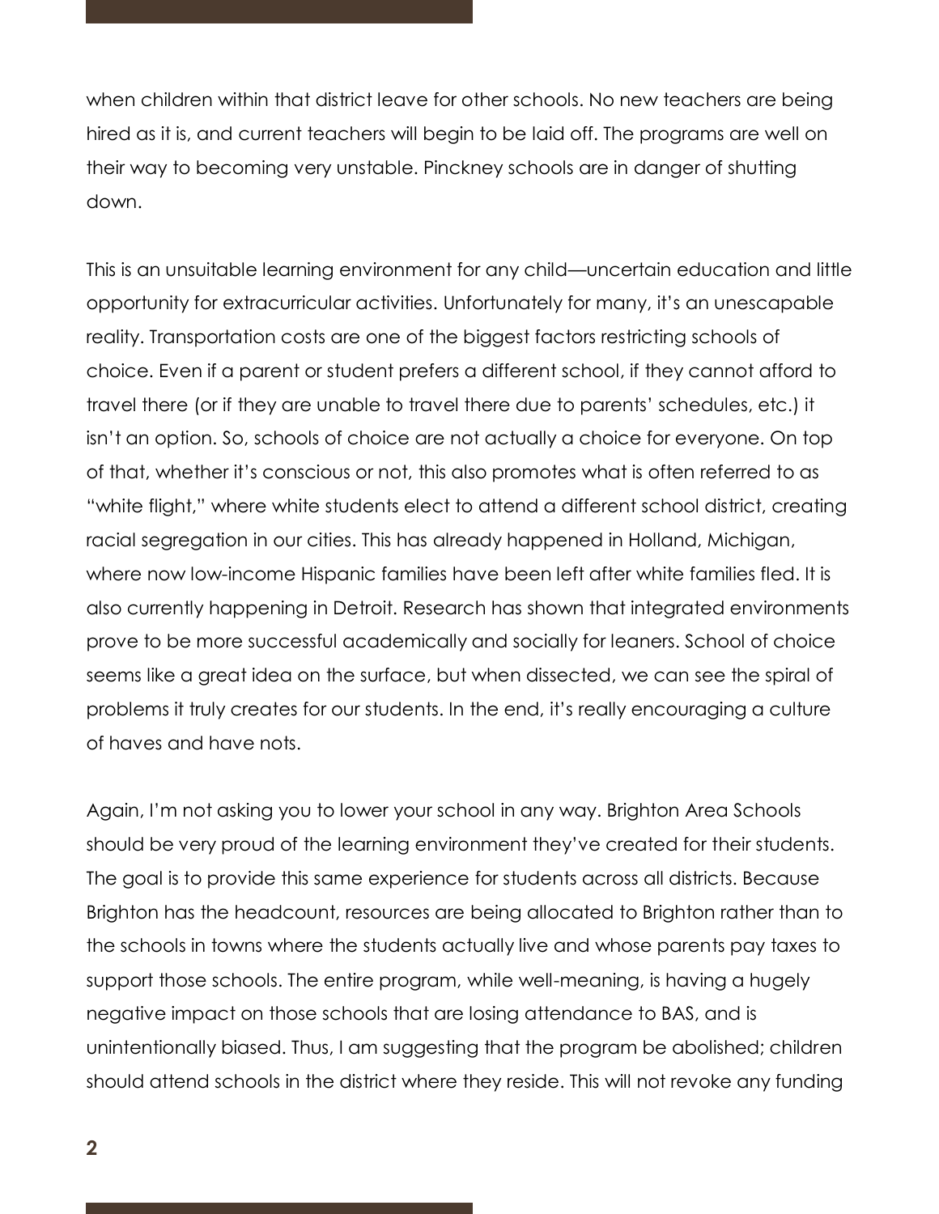when children within that district leave for other schools. No new teachers are being hired as it is, and current teachers will begin to be laid off. The programs are well on their way to becoming very unstable. Pinckney schools are in danger of shutting down.

This is an unsuitable learning environment for any child—uncertain education and little opportunity for extracurricular activities. Unfortunately for many, it's an unescapable reality. Transportation costs are one of the biggest factors restricting schools of choice. Even if a parent or student prefers a different school, if they cannot afford to travel there (or if they are unable to travel there due to parents' schedules, etc.) it isn't an option. So, schools of choice are not actually a choice for everyone. On top of that, whether it's conscious or not, this also promotes what is often referred to as "white flight," where white students elect to attend a different school district, creating racial segregation in our cities. This has already happened in Holland, Michigan, where now low-income Hispanic families have been left after white families fled. It is also currently happening in Detroit. Research has shown that integrated environments prove to be more successful academically and socially for leaners. School of choice seems like a great idea on the surface, but when dissected, we can see the spiral of problems it truly creates for our students. In the end, it's really encouraging a culture of haves and have nots.

Again, I'm not asking you to lower your school in any way. Brighton Area Schools should be very proud of the learning environment they've created for their students. The goal is to provide this same experience for students across all districts. Because Brighton has the headcount, resources are being allocated to Brighton rather than to the schools in towns where the students actually live and whose parents pay taxes to support those schools. The entire program, while well-meaning, is having a hugely negative impact on those schools that are losing attendance to BAS, and is unintentionally biased. Thus, I am suggesting that the program be abolished; children should attend schools in the district where they reside. This will not revoke any funding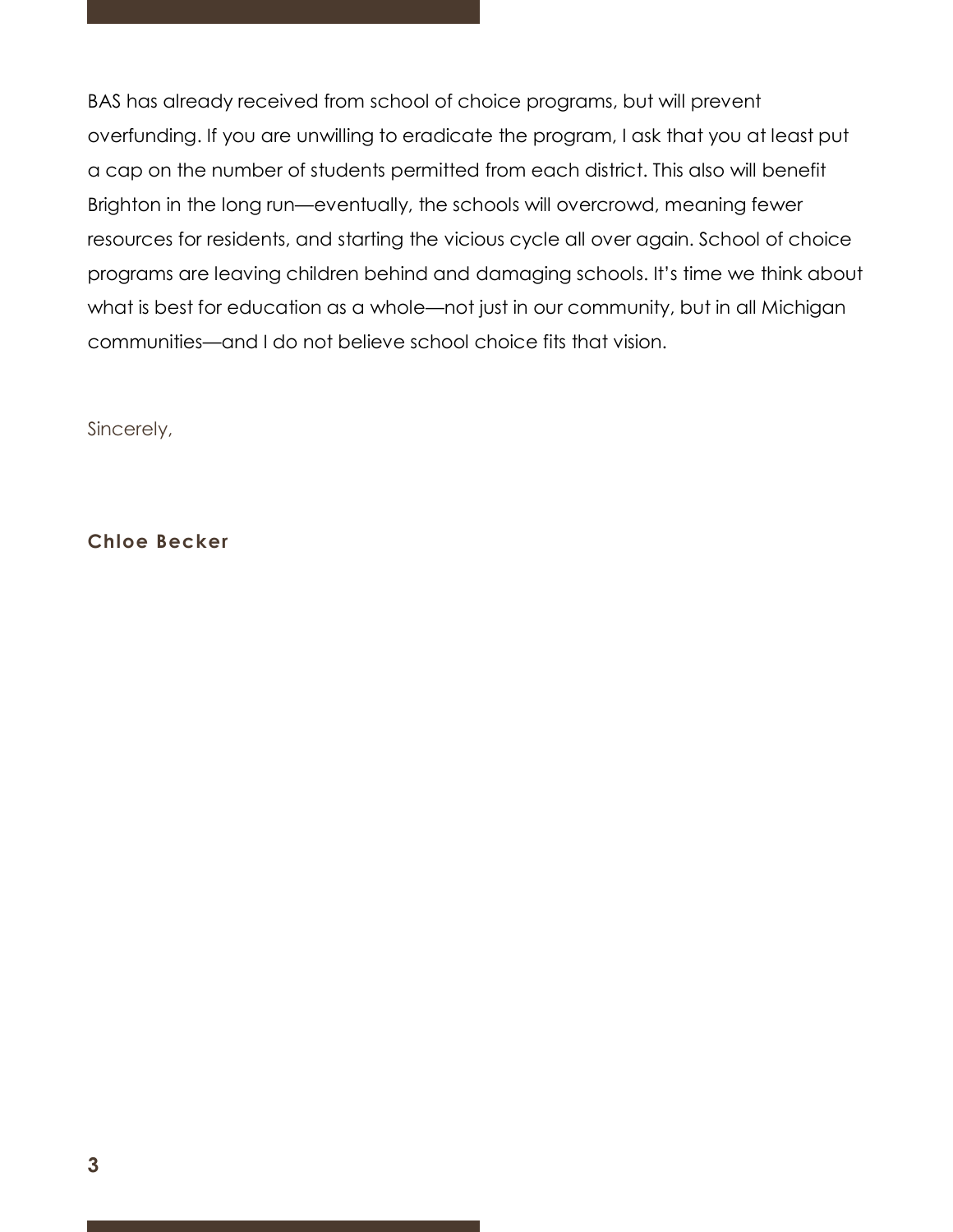BAS has already received from school of choice programs, but will prevent overfunding. If you are unwilling to eradicate the program, I ask that you at least put a cap on the number of students permitted from each district. This also will benefit Brighton in the long run—eventually, the schools will overcrowd, meaning fewer resources for residents, and starting the vicious cycle all over again. School of choice programs are leaving children behind and damaging schools. It's time we think about what is best for education as a whole—not just in our community, but in all Michigan communities—and I do not believe school choice fits that vision.

Sincerely,

**Chloe Becker**